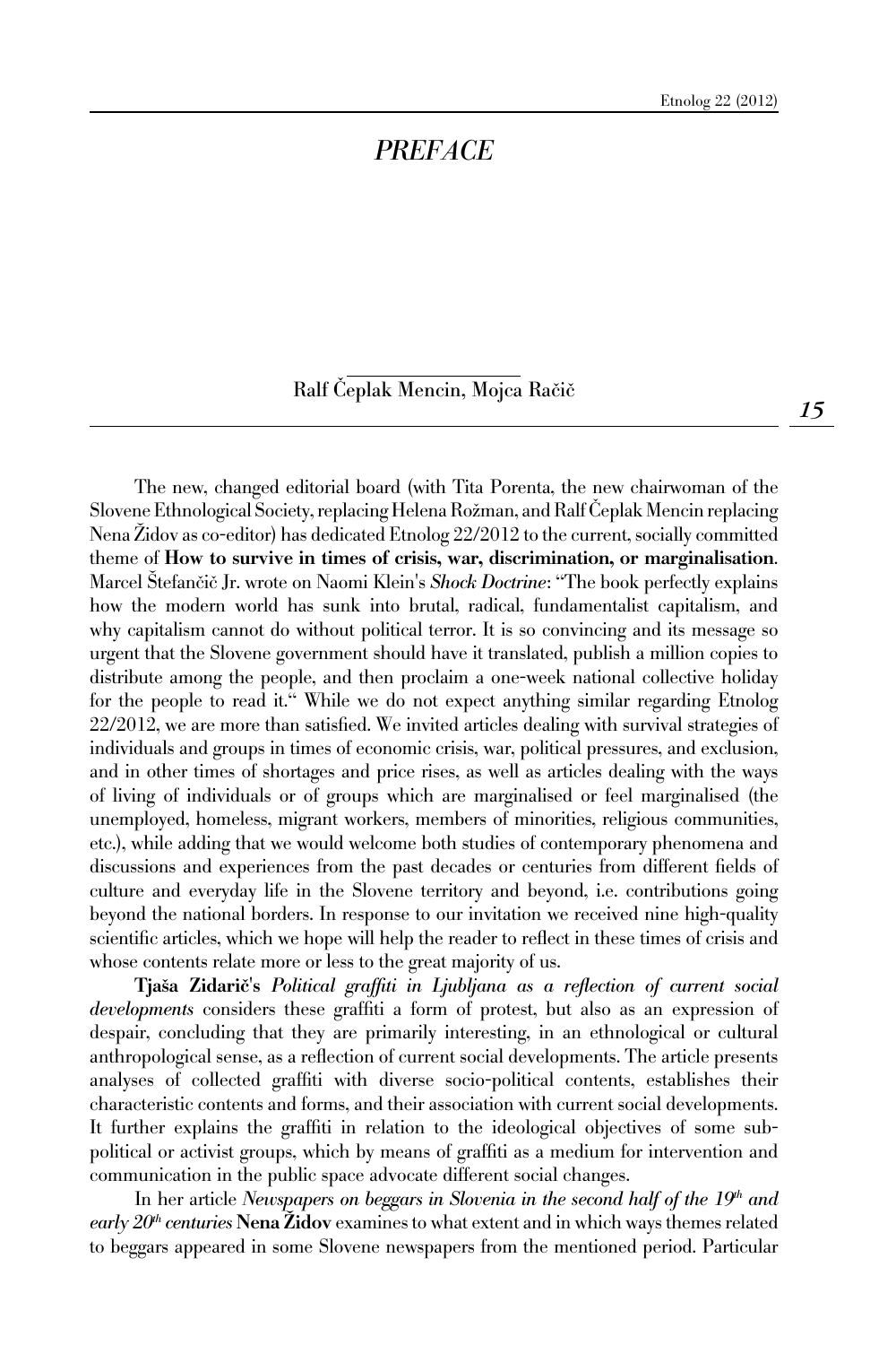# *PREFACE*

Ralf Čeplak Mencin, Mojca Račič

The new, changed editorial board (with Tita Porenta, the new chairwoman of the Slovene Ethnological Society, replacing Helena Rožman, and Ralf Čeplak Mencin replacing Nena Židov as co-editor) has dedicated Etnolog 22/2012 to the current, socially committed theme of **How to survive in times of crisis, war, discrimination, or marginalisation**. Marcel Štefančič Jr. wrote on Naomi Klein's *Shock Doctrine*: "The book perfectly explains how the modern world has sunk into brutal, radical, fundamentalist capitalism, and why capitalism cannot do without political terror. It is so convincing and its message so urgent that the Slovene government should have it translated, publish a million copies to distribute among the people, and then proclaim a one-week national collective holiday for the people to read it." While we do not expect anything similar regarding Etnolog 22/2012, we are more than satisfied. We invited articles dealing with survival strategies of individuals and groups in times of economic crisis, war, political pressures, and exclusion, and in other times of shortages and price rises, as well as articles dealing with the ways of living of individuals or of groups which are marginalised or feel marginalised (the unemployed, homeless, migrant workers, members of minorities, religious communities, etc.), while adding that we would welcome both studies of contemporary phenomena and discussions and experiences from the past decades or centuries from different fields of culture and everyday life in the Slovene territory and beyond, i.e. contributions going beyond the national borders. In response to our invitation we received nine high-quality scientific articles, which we hope will help the reader to reflect in these times of crisis and whose contents relate more or less to the great majority of us.

**Tjaša Zidarič**'s *Political graffiti in Ljubljana as a reflection of current social developments* considers these graffiti a form of protest, but also as an expression of despair, concluding that they are primarily interesting, in an ethnological or cultural anthropological sense, as a reflection of current social developments. The article presents analyses of collected graffiti with diverse socio-political contents, establishes their characteristic contents and forms, and their association with current social developments. It further explains the graffiti in relation to the ideological objectives of some sub-political or activist groups, which by means of graffiti as a medium for intervention and communication in the public space advocate different social changes.

In her article *Newspapers on beggars in Slovenia in the second half of the 19th and early 20th centuries* **Nena Židov** examines to what extent and in which ways themes related to beggars appeared in some Slovene newspapers from the mentioned period. Particular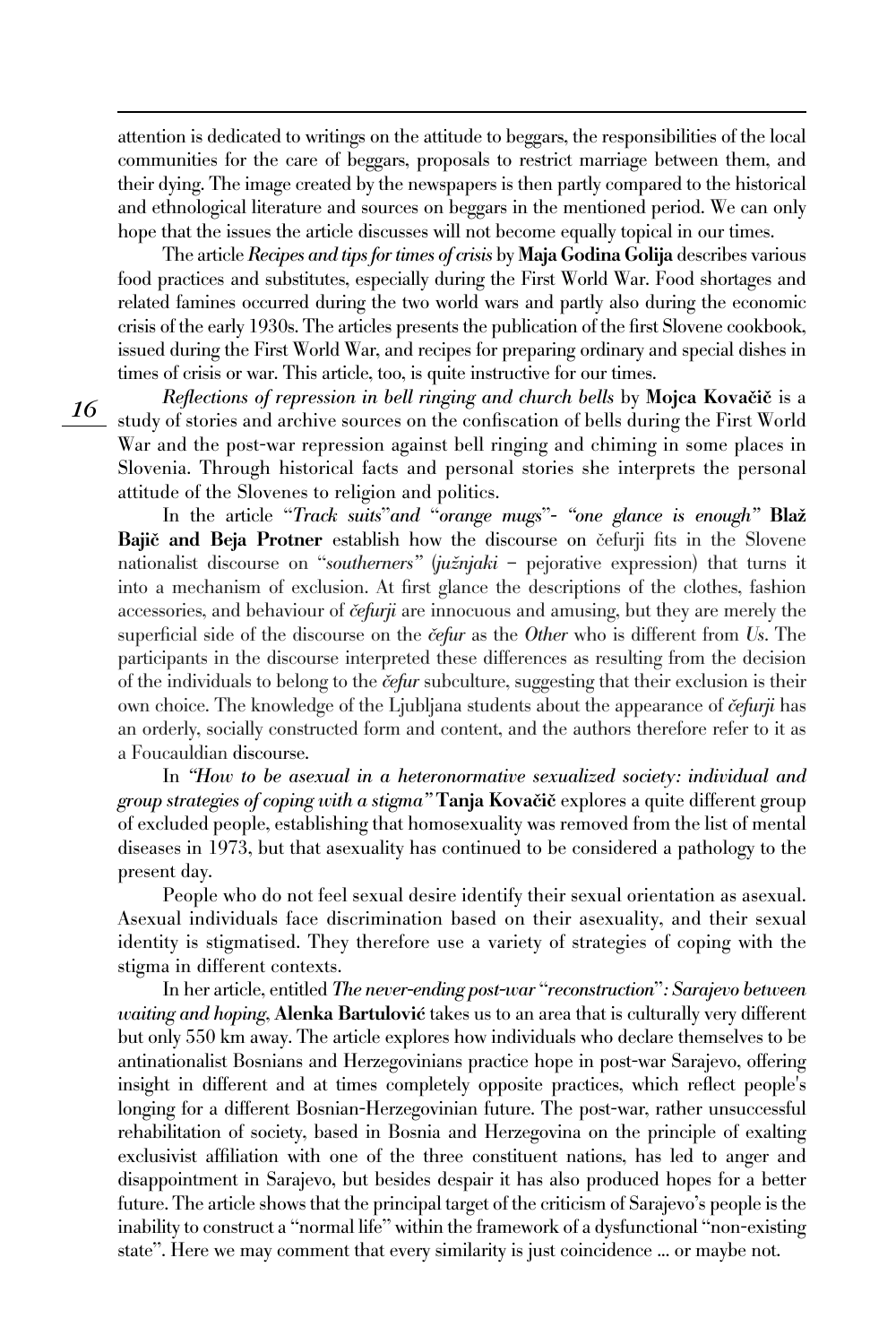attention is dedicated to writings on the attitude to beggars, the responsibilities of the local communities for the care of beggars, proposals to restrict marriage between them, and their dying. The image created by the newspapers is then partly compared to the historical and ethnological literature and sources on beggars in the mentioned period. We can only hope that the issues the article discusses will not become equally topical in our times.

The article *Recipes and tips for times of crisis* by **Maja Godina Golija** describes various food practices and substitutes, especially during the First World War. Food shortages and related famines occurred during the two world wars and partly also during the economic crisis of the early 1930s. The articles presents the publication of the first Slovene cookbook, issued during the First World War, and recipes for preparing ordinary and special dishes in times of crisis or war. This article, too, is quite instructive for our times.

*Reflections of repression in bell ringing and church bells* by **Mojca Kovačič** is a study of stories and archive sources on the confiscation of bells during the First World War and the post-war repression against bell ringing and chiming in some places in Slovenia. Through historical facts and personal stories she interprets the personal attitude of the Slovenes to religion and politics.

In the article "*Track suits*"*and* "*orange mugs*"*- "one glance is enough"* **Blaž Bajič and Beja Protner** establish how the discourse on čefurji fits in the Slovene nationalist discourse on "*southerners*" (*južnjaki* – pejorative expression) that turns it into a mechanism of exclusion. At first glance the descriptions of the clothes, fashion accessories, and behaviour of *čefurji* are innocuous and amusing, but they are merely the superficial side of the discourse on the *čefur* as the *Other* who is different from *Us*. The participants in the discourse interpreted these differences as resulting from the decision of the individuals to belong to the *čefur* subculture, suggesting that their exclusion is their own choice. The knowledge of the Ljubljana students about the appearance of *čefurji* has an orderly, socially constructed form and content, and the authors therefore refer to it as a Foucauldian discourse.

In *"How to be asexual in a heteronormative sexualized society: individual and group strategies of coping with a stigma"* **Tanja Kovačič** explores a quite different group of excluded people, establishing that homosexuality was removed from the list of mental diseases in 1973, but that asexuality has continued to be considered a pathology to the present day.

People who do not feel sexual desire identify their sexual orientation as asexual. Asexual individuals face discrimination based on their asexuality, and their sexual identity is stigmatised. They therefore use a variety of strategies of coping with the stigma in different contexts.

In her article, entitled *The never-ending post-war* "*reconstruction*"*: Sarajevo between waiting and hoping*, **Alenka Bartulović** takes us to an area that is culturally very different but only 550 km away. The article explores how individuals who declare themselves to be antinationalist Bosnians and Herzegovinians practice hope in post-war Sarajevo, offering insight in different and at times completely opposite practices, which reflect people's longing for a different Bosnian-Herzegovinian future. The post-war, rather unsuccessful rehabilitation of society, based in Bosnia and Herzegovina on the principle of exalting exclusivist affiliation with one of the three constituent nations, has led to anger and disappointment in Sarajevo, but besides despair it has also produced hopes for a better future. The article shows that the principal target of the criticism of Sarajevo's people is the inability to construct a "normal life" within the framework of a dysfunctional "non-existing state". Here we may comment that every similarity is just coincidence ... or maybe not.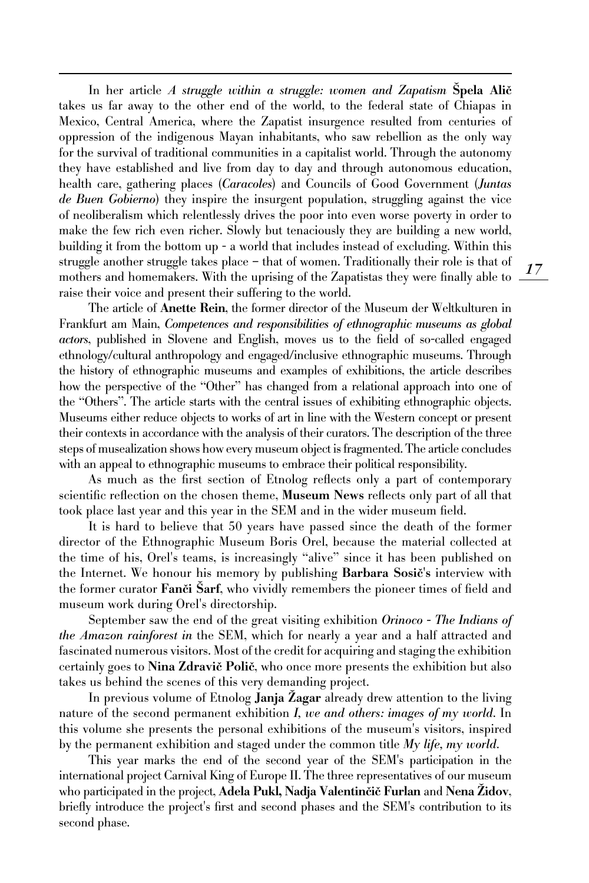In her article *A struggle within a struggle: women and Zapatism* **Špela Alič** takes us far away to the other end of the world, to the federal state of Chiapas in Mexico, Central America, where the Zapatist insurgence resulted from centuries of oppression of the indigenous Mayan inhabitants, who saw rebellion as the only way for the survival of traditional communities in a capitalist world. Through the autonomy they have established and live from day to day and through autonomous education, health care, gathering places (*Caracoles*) and Councils of Good Government (*Juntas de Buen Gobierno*) they inspire the insurgent population, struggling against the vice of neoliberalism which relentlessly drives the poor into even worse poverty in order to make the few rich even richer. Slowly but tenaciously they are building a new world, building it from the bottom up - a world that includes instead of excluding. Within this struggle another struggle takes place – that of women. Traditionally their role is that of mothers and homemakers. With the uprising of the Zapatistas they were finally able to raise their voice and present their suffering to the world.

The article of **Anette Rein**, the former director of the Museum der Weltkulturen in Frankfurt am Main, *Competences and responsibilities of ethnographic museums as global actors*, published in Slovene and English, moves us to the field of so-called engaged ethnology/cultural anthropology and engaged/inclusive ethnographic museums. Through the history of ethnographic museums and examples of exhibitions, the article describes how the perspective of the "Other" has changed from a relational approach into one of the "Others". The article starts with the central issues of exhibiting ethnographic objects. Museums either reduce objects to works of art in line with the Western concept or present their contexts in accordance with the analysis of their curators. The description of the three steps of musealization shows how every museum object is fragmented. The article concludes with an appeal to ethnographic museums to embrace their political responsibility.

As much as the first section of Etnolog reflects only a part of contemporary scientific reflection on the chosen theme, **Museum News** reflects only part of all that took place last year and this year in the SEM and in the wider museum field.

It is hard to believe that 50 years have passed since the death of the former director of the Ethnographic Museum Boris Orel, because the material collected at the time of his, Orel's teams, is increasingly "alive" since it has been published on the Internet. We honour his memory by publishing **Barbara Sosič's** interview with the former curator **Fanči Šarf**, who vividly remembers the pioneer times of field and museum work during Orel's directorship.

September saw the end of the great visiting exhibition *Orinoco - The Indians of the Amazon rainforest in* the SEM, which for nearly a year and a half attracted and fascinated numerous visitors. Most of the credit for acquiring and staging the exhibition certainly goes to **Nina Zdravič Polič**, who once more presents the exhibition but also takes us behind the scenes of this very demanding project.

In previous volume of Etnolog **Janja Žagar** already drew attention to the living nature of the second permanent exhibition *I, we and others: images of my world*. In this volume she presents the personal exhibitions of the museum's visitors, inspired by the permanent exhibition and staged under the common title *My life, my world*.

This year marks the end of the second year of the SEM's participation in the international project Carnival King of Europe II. The three representatives of our museum who participated in the project, **Adela Pukl, Nadja Valentinčič Furlan** and **Nena Židov**, briefly introduce the project's first and second phases and the SEM's contribution to its second phase.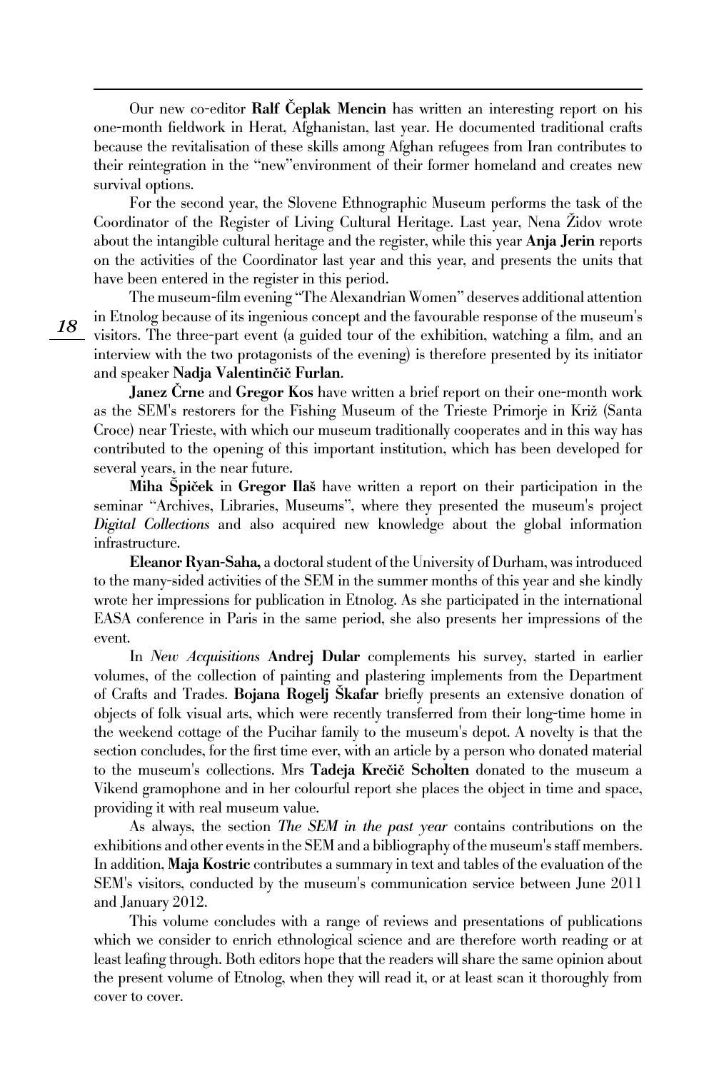Our new co-editor **Ralf Čeplak Mencin** has written an interesting report on his one-month fieldwork in Herat, Afghanistan, last year. He documented traditional crafts because the revitalisation of these skills among Afghan refugees from Iran contributes to their reintegration in the "new"environment of their former homeland and creates new survival options.

For the second year, the Slovene Ethnographic Museum performs the task of the Coordinator of the Register of Living Cultural Heritage. Last year, Nena Židov wrote about the intangible cultural heritage and the register, while this year **Anja Jerin** reports on the activities of the Coordinator last year and this year, and presents the units that have been entered in the register in this period.

The museum-film evening "The Alexandrian Women" deserves additional attention in Etnolog because of its ingenious concept and the favourable response of the museum's visitors. The three-part event (a guided tour of the exhibition, watching a film, and an interview with the two protagonists of the evening) is therefore presented by its initiator and speaker **Nadja Valentinčič Furlan**.

**Janez Črne** and **Gregor Kos** have written a brief report on their one-month work as the SEM's restorers for the Fishing Museum of the Trieste Primorje in Križ (Santa Croce) near Trieste, with which our museum traditionally cooperates and in this way has contributed to the opening of this important institution, which has been developed for several years, in the near future.

**Miha Špiček** in **Gregor Ilaš** have written a report on their participation in the seminar "Archives, Libraries, Museums", where they presented the museum's project ***Digital Collections*** and also acquired new knowledge about the global information infrastructure.

**Eleanor Ryan-Saha,** a doctoral student of the University of Durham, was introduced to the many-sided activities of the SEM in the summer months of this year and she kindly wrote her impressions for publication in Etnolog. As she participated in the international EASA conference in Paris in the same period, she also presents her impressions of the event.

In *New Acquisitions* **Andrej Dular** complements his survey, started in earlier volumes, of the collection of painting and plastering implements from the Department of Crafts and Trades. **Bojana Rogelj Škafar** briefly presents an extensive donation of objects of folk visual arts, which were recently transferred from their long-time home in the weekend cottage of the Pucihar family to the museum's depot. A novelty is that the section concludes, for the first time ever, with an article by a person who donated material to the museum's collections. Mrs **Tadeja Krečič Scholten** donated to the museum a Vikend gramophone and in her colourful report she places the object in time and space, providing it with real museum value.

As always, the section *The SEM in the past year* contains contributions on the exhibitions and other events in the SEM and a bibliography of the museum's staff members. In addition, **Maja Kostric** contributes a summary in text and tables of the evaluation of the SEM's visitors, conducted by the museum's communication service between June 2011 and January 2012.

This volume concludes with a range of reviews and presentations of publications which we consider to enrich ethnological science and are therefore worth reading or at least leafing through. Both editors hope that the readers will share the same opinion about the present volume of Etnolog, when they will read it, or at least scan it thoroughly from cover to cover.